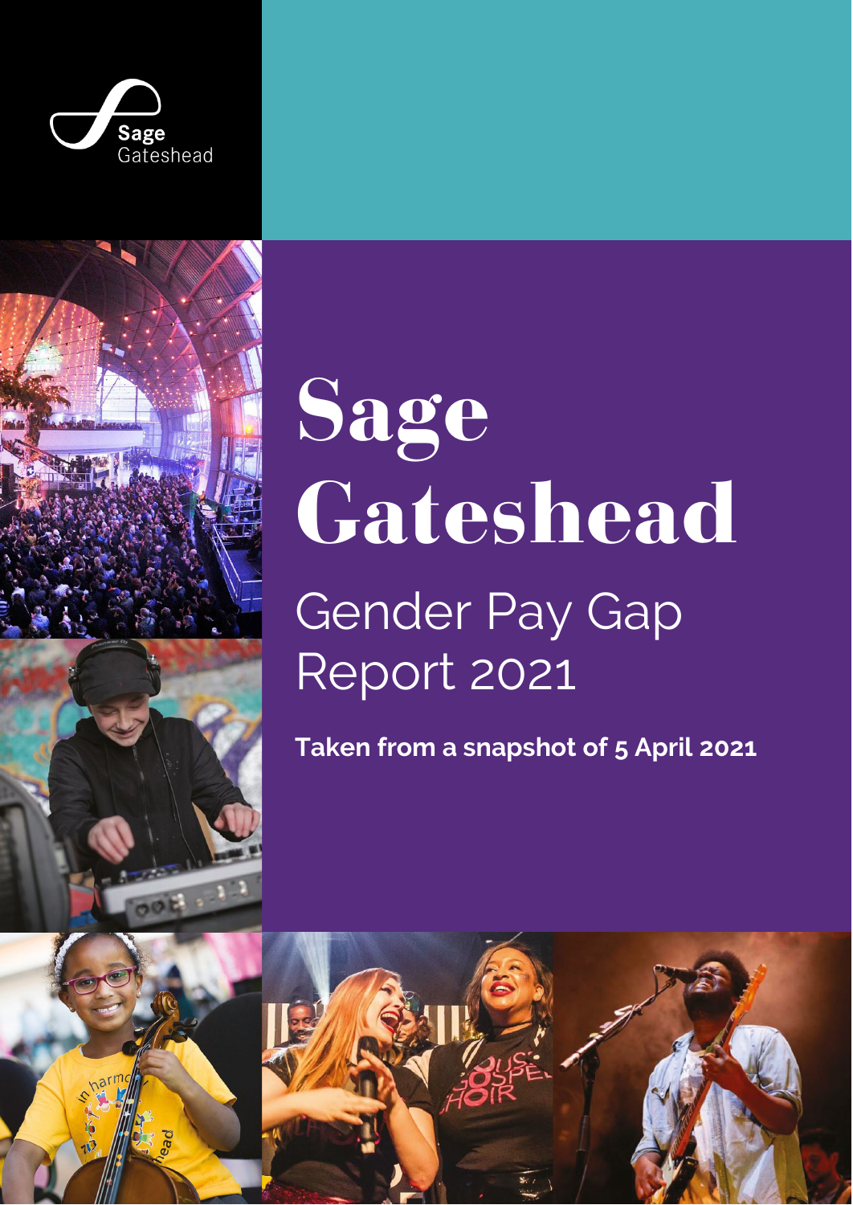Sage Gateshead

# Sage Gateshead

## Gender Pay Gap Report 2021

**Taken from a snapshot of 5 April 2021**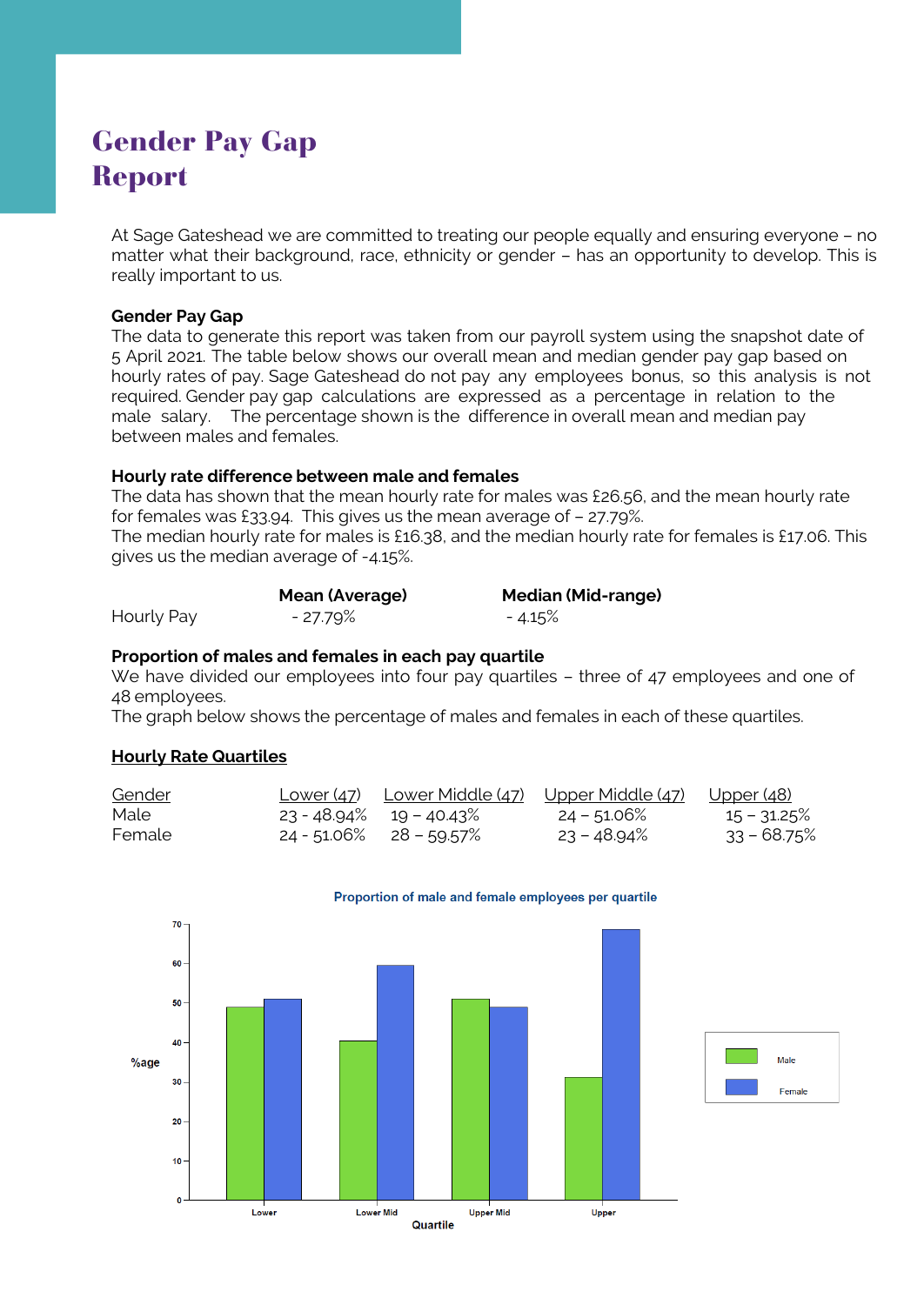# Gender Pay Gap Report

At Sage Gateshead we are committed to treating our people equally and ensuring everyone – no matter what their background, race, ethnicity or gender – has an opportunity to develop. This is really important to us.

**Gender Pay Gap**

The data to generate this report was taken from our payroll system using the snapshot date of 5 April 2021. The table below shows our overall mean and median gender pay gap based on hourly rates of pay. Sage Gateshead do not pay any employees bonus, so this analysis is not required. Gender pay gap calculations are expressed as a percentage in relation to the male salary. The percentage shown is the difference in overall mean and median pay between males and females.

**Hourly rate difference between male and females**

The data has shown that the mean hourly rate for males was £26.56, and the mean hourly rate for females was £33.94. This gives us the mean average of – 27.79%.
The median hourly rate for males is £16.38, and the median hourly rate for females is £17.06. This gives us the median average of -4.15%.

| | Mean (Average) | Median (Mid-range) |
|---|---|---|
| Hourly Pay | - 27.79% | - 4.15% |

**Proportion of males and females in each pay quartile**

We have divided our employees into four pay quartiles – three of 47 employees and one of 48 employees.
The graph below shows the percentage of males and females in each of these quartiles.

**Hourly Rate Quartiles**

| Gender | Lower (47) | Lower Middle (47) | Upper Middle (47) | Upper (48) |
|---|---|---|---|---|
| Male | 23 - 48.94% | 19 – 40.43% | 24 – 51.06% | 15 – 31.25% |
| Female | 24 - 51.06% | 28 – 59.57% | 23 – 48.94% | 33 – 68.75% |

Proportion of male and female employees per quartile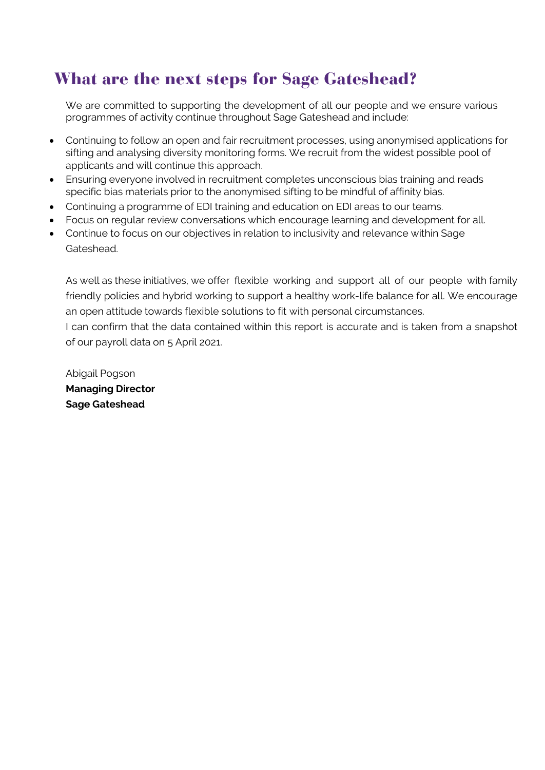# What are the next steps for Sage Gateshead?

We are committed to supporting the development of all our people and we ensure various programmes of activity continue throughout Sage Gateshead and include:

- Continuing to follow an open and fair recruitment processes, using anonymised applications for sifting and analysing diversity monitoring forms. We recruit from the widest possible pool of applicants and will continue this approach.
- Ensuring everyone involved in recruitment completes unconscious bias training and reads specific bias materials prior to the anonymised sifting to be mindful of affinity bias.
- Continuing a programme of EDI training and education on EDI areas to our teams.
- Focus on regular review conversations which encourage learning and development for all.
- Continue to focus on our objectives in relation to inclusivity and relevance within Sage Gateshead.

As well as these initiatives, we offer flexible working and support all of our people with family friendly policies and hybrid working to support a healthy work-life balance for all. We encourage an open attitude towards flexible solutions to fit with personal circumstances.

I can confirm that the data contained within this report is accurate and is taken from a snapshot of our payroll data on 5 April 2021.

Abigail Pogson
**Managing Director**
**Sage Gateshead**